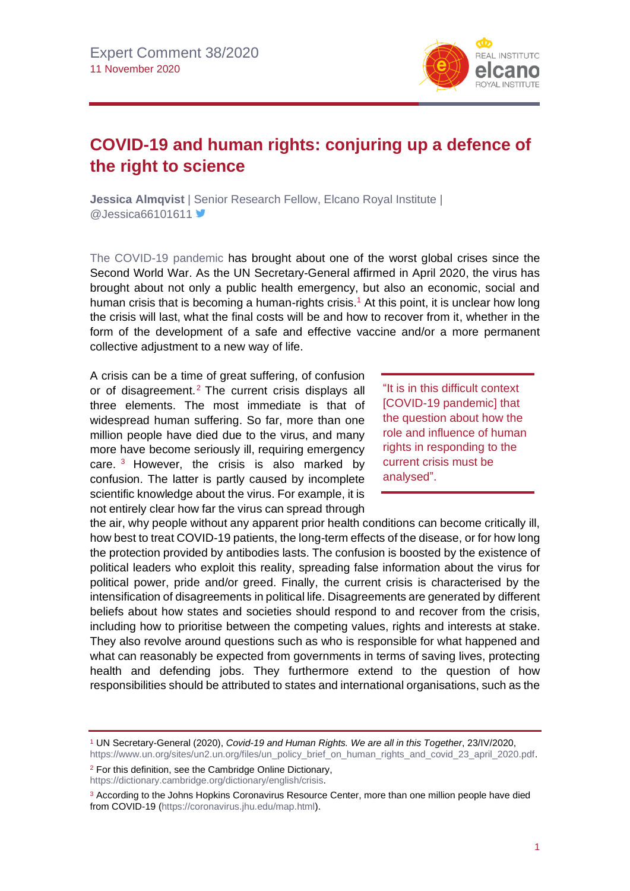Expert Comment 38/2020
11 November 2020

# COVID-19 and human rights: conjuring up a defence of the right to science

**Jessica Almqvist** | Senior Research Fellow, Elcano Royal Institute | @Jessica66101611

The COVID-19 pandemic has brought about one of the worst global crises since the Second World War. As the UN Secretary-General affirmed in April 2020, the virus has brought about not only a public health emergency, but also an economic, social and human crisis that is becoming a human-rights crisis.[1] At this point, it is unclear how long the crisis will last, what the final costs will be and how to recover from it, whether in the form of the development of a safe and effective vaccine and/or a more permanent collective adjustment to a new way of life.

> "It is in this difficult context [COVID-19 pandemic] that the question about how the role and influence of human rights in responding to the current crisis must be analysed".

A crisis can be a time of great suffering, of confusion or of disagreement.[2] The current crisis displays all three elements. The most immediate is that of widespread human suffering. So far, more than one million people have died due to the virus, and many more have become seriously ill, requiring emergency care.[3] However, the crisis is also marked by confusion. The latter is partly caused by incomplete scientific knowledge about the virus. For example, it is not entirely clear how far the virus can spread through the air, why people without any apparent prior health conditions can become critically ill, how best to treat COVID-19 patients, the long-term effects of the disease, or for how long the protection provided by antibodies lasts. The confusion is boosted by the existence of political leaders who exploit this reality, spreading false information about the virus for political power, pride and/or greed. Finally, the current crisis is characterised by the intensification of disagreements in political life. Disagreements are generated by different beliefs about how states and societies should respond to and recover from the crisis, including how to prioritise between the competing values, rights and interests at stake. They also revolve around questions such as who is responsible for what happened and what can reasonably be expected from governments in terms of saving lives, protecting health and defending jobs. They furthermore extend to the question of how responsibilities should be attributed to states and international organisations, such as the

---

[1] UN Secretary-General (2020), *Covid-19 and Human Rights. We are all in this Together*, 23/IV/2020, https://www.un.org/sites/un2.un.org/files/un_policy_brief_on_human_rights_and_covid_23_april_2020.pdf.

[2] For this definition, see the Cambridge Online Dictionary, https://dictionary.cambridge.org/dictionary/english/crisis.

[3] According to the Johns Hopkins Coronavirus Resource Center, more than one million people have died from COVID-19 (https://coronavirus.jhu.edu/map.html).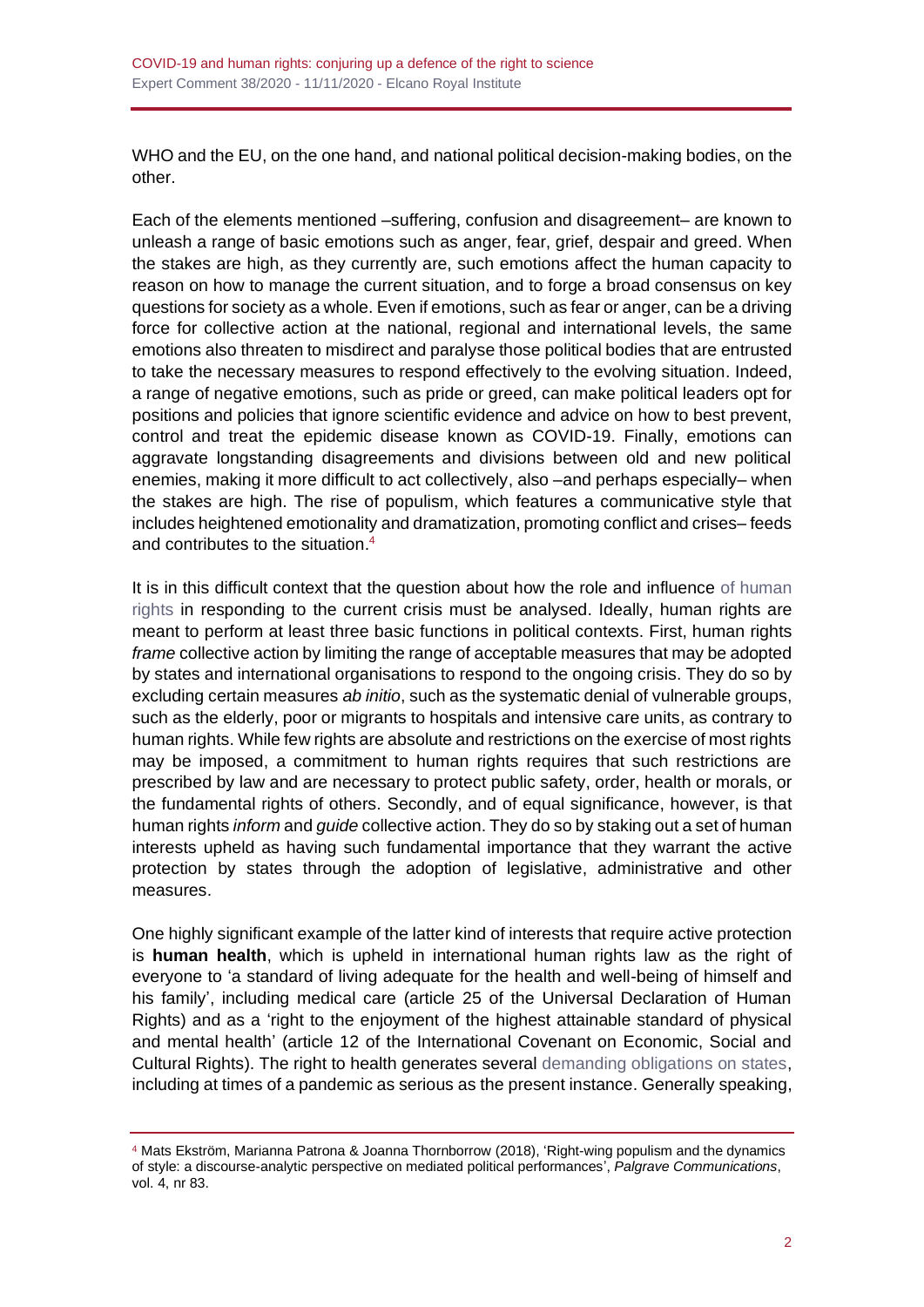WHO and the EU, on the one hand, and national political decision-making bodies, on the other.

Each of the elements mentioned –suffering, confusion and disagreement– are known to unleash a range of basic emotions such as anger, fear, grief, despair and greed. When the stakes are high, as they currently are, such emotions affect the human capacity to reason on how to manage the current situation, and to forge a broad consensus on key questions for society as a whole. Even if emotions, such as fear or anger, can be a driving force for collective action at the national, regional and international levels, the same emotions also threaten to misdirect and paralyse those political bodies that are entrusted to take the necessary measures to respond effectively to the evolving situation. Indeed, a range of negative emotions, such as pride or greed, can make political leaders opt for positions and policies that ignore scientific evidence and advice on how to best prevent, control and treat the epidemic disease known as COVID-19. Finally, emotions can aggravate longstanding disagreements and divisions between old and new political enemies, making it more difficult to act collectively, also –and perhaps especially– when the stakes are high. The rise of populism, which features a communicative style that includes heightened emotionality and dramatization, promoting conflict and crises– feeds and contributes to the situation.[4]

It is in this difficult context that the question about how the role and influence of human rights in responding to the current crisis must be analysed. Ideally, human rights are meant to perform at least three basic functions in political contexts. First, human rights *frame* collective action by limiting the range of acceptable measures that may be adopted by states and international organisations to respond to the ongoing crisis. They do so by excluding certain measures *ab initio*, such as the systematic denial of vulnerable groups, such as the elderly, poor or migrants to hospitals and intensive care units, as contrary to human rights. While few rights are absolute and restrictions on the exercise of most rights may be imposed, a commitment to human rights requires that such restrictions are prescribed by law and are necessary to protect public safety, order, health or morals, or the fundamental rights of others. Secondly, and of equal significance, however, is that human rights *inform* and *guide* collective action. They do so by staking out a set of human interests upheld as having such fundamental importance that they warrant the active protection by states through the adoption of legislative, administrative and other measures.

One highly significant example of the latter kind of interests that require active protection is **human health**, which is upheld in international human rights law as the right of everyone to 'a standard of living adequate for the health and well-being of himself and his family', including medical care (article 25 of the Universal Declaration of Human Rights) and as a 'right to the enjoyment of the highest attainable standard of physical and mental health' (article 12 of the International Covenant on Economic, Social and Cultural Rights). The right to health generates several demanding obligations on states, including at times of a pandemic as serious as the present instance. Generally speaking,

[4] Mats Ekström, Marianna Patrona & Joanna Thornborrow (2018), 'Right-wing populism and the dynamics of style: a discourse-analytic perspective on mediated political performances', *Palgrave Communications*, vol. 4, nr 83.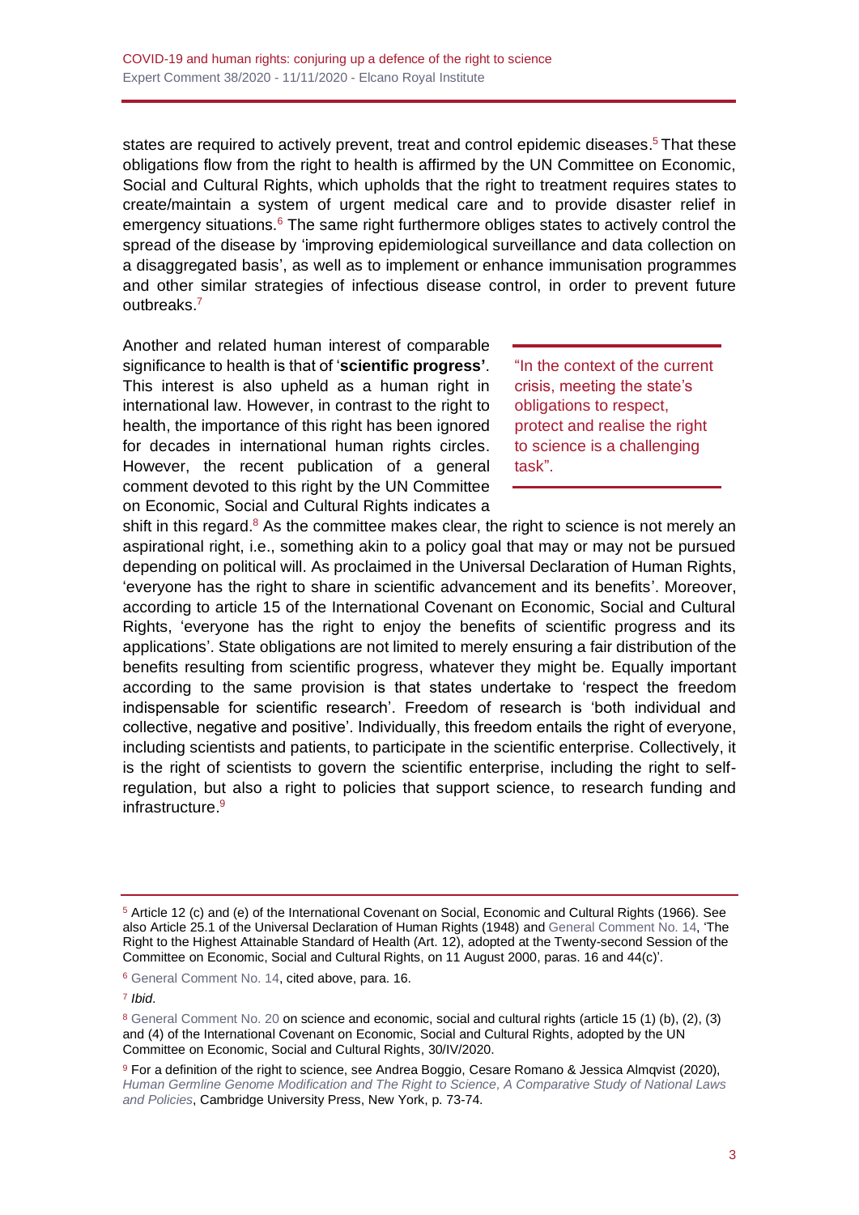states are required to actively prevent, treat and control epidemic diseases.[5] That these obligations flow from the right to health is affirmed by the UN Committee on Economic, Social and Cultural Rights, which upholds that the right to treatment requires states to create/maintain a system of urgent medical care and to provide disaster relief in emergency situations.[6] The same right furthermore obliges states to actively control the spread of the disease by 'improving epidemiological surveillance and data collection on a disaggregated basis', as well as to implement or enhance immunisation programmes and other similar strategies of infectious disease control, in order to prevent future outbreaks.[7]

Another and related human interest of comparable significance to health is that of '**scientific progress'**. This interest is also upheld as a human right in international law. However, in contrast to the right to health, the importance of this right has been ignored for decades in international human rights circles. However, the recent publication of a general comment devoted to this right by the UN Committee on Economic, Social and Cultural Rights indicates a shift in this regard.[8] As the committee makes clear, the right to science is not merely an aspirational right, i.e., something akin to a policy goal that may or may not be pursued depending on political will. As proclaimed in the Universal Declaration of Human Rights, 'everyone has the right to share in scientific advancement and its benefits'. Moreover, according to article 15 of the International Covenant on Economic, Social and Cultural Rights, 'everyone has the right to enjoy the benefits of scientific progress and its applications'. State obligations are not limited to merely ensuring a fair distribution of the benefits resulting from scientific progress, whatever they might be. Equally important according to the same provision is that states undertake to 'respect the freedom indispensable for scientific research'. Freedom of research is 'both individual and collective, negative and positive'. Individually, this freedom entails the right of everyone, including scientists and patients, to participate in the scientific enterprise. Collectively, it is the right of scientists to govern the scientific enterprise, including the right to self-regulation, but also a right to policies that support science, to research funding and infrastructure.[9]

> "In the context of the current crisis, meeting the state's obligations to respect, protect and realise the right to science is a challenging task".

---

[5] Article 12 (c) and (e) of the International Covenant on Social, Economic and Cultural Rights (1966). See also Article 25.1 of the Universal Declaration of Human Rights (1948) and General Comment No. 14, 'The Right to the Highest Attainable Standard of Health (Art. 12), adopted at the Twenty-second Session of the Committee on Economic, Social and Cultural Rights, on 11 August 2000, paras. 16 and 44(c)'.

[6] General Comment No. 14, cited above, para. 16.

[7] *Ibid*.

[8] General Comment No. 20 on science and economic, social and cultural rights (article 15 (1) (b), (2), (3) and (4) of the International Covenant on Economic, Social and Cultural Rights, adopted by the UN Committee on Economic, Social and Cultural Rights, 30/IV/2020.

[9] For a definition of the right to science, see Andrea Boggio, Cesare Romano & Jessica Almqvist (2020), *Human Germline Genome Modification and The Right to Science, A Comparative Study of National Laws and Policies*, Cambridge University Press, New York, p. 73-74.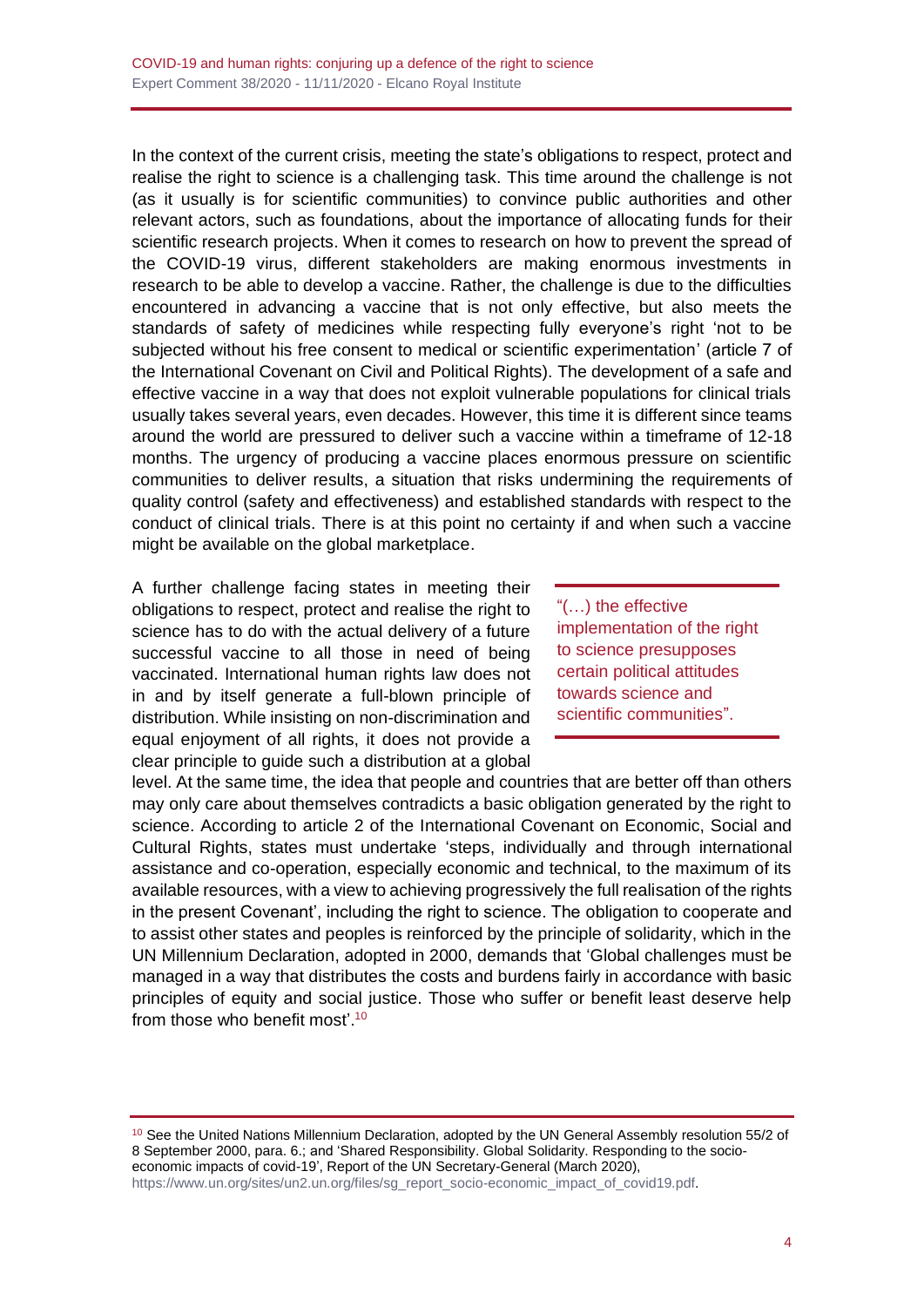In the context of the current crisis, meeting the state's obligations to respect, protect and realise the right to science is a challenging task. This time around the challenge is not (as it usually is for scientific communities) to convince public authorities and other relevant actors, such as foundations, about the importance of allocating funds for their scientific research projects. When it comes to research on how to prevent the spread of the COVID-19 virus, different stakeholders are making enormous investments in research to be able to develop a vaccine. Rather, the challenge is due to the difficulties encountered in advancing a vaccine that is not only effective, but also meets the standards of safety of medicines while respecting fully everyone's right 'not to be subjected without his free consent to medical or scientific experimentation' (article 7 of the International Covenant on Civil and Political Rights). The development of a safe and effective vaccine in a way that does not exploit vulnerable populations for clinical trials usually takes several years, even decades. However, this time it is different since teams around the world are pressured to deliver such a vaccine within a timeframe of 12-18 months. The urgency of producing a vaccine places enormous pressure on scientific communities to deliver results, a situation that risks undermining the requirements of quality control (safety and effectiveness) and established standards with respect to the conduct of clinical trials. There is at this point no certainty if and when such a vaccine might be available on the global marketplace.

A further challenge facing states in meeting their obligations to respect, protect and realise the right to science has to do with the actual delivery of a future successful vaccine to all those in need of being vaccinated. International human rights law does not in and by itself generate a full-blown principle of distribution. While insisting on non-discrimination and equal enjoyment of all rights, it does not provide a clear principle to guide such a distribution at a global level. At the same time, the idea that people and countries that are better off than others may only care about themselves contradicts a basic obligation generated by the right to science. According to article 2 of the International Covenant on Economic, Social and Cultural Rights, states must undertake 'steps, individually and through international assistance and co-operation, especially economic and technical, to the maximum of its available resources, with a view to achieving progressively the full realisation of the rights in the present Covenant', including the right to science. The obligation to cooperate and to assist other states and peoples is reinforced by the principle of solidarity, which in the UN Millennium Declaration, adopted in 2000, demands that 'Global challenges must be managed in a way that distributes the costs and burdens fairly in accordance with basic principles of equity and social justice. Those who suffer or benefit least deserve help from those who benefit most'.[10]

> "(…) the effective implementation of the right to science presupposes certain political attitudes towards science and scientific communities".

[10] See the United Nations Millennium Declaration, adopted by the UN General Assembly resolution 55/2 of 8 September 2000, para. 6.; and 'Shared Responsibility. Global Solidarity. Responding to the socio-economic impacts of covid-19', Report of the UN Secretary-General (March 2020), https://www.un.org/sites/un2.un.org/files/sg_report_socio-economic_impact_of_covid19.pdf.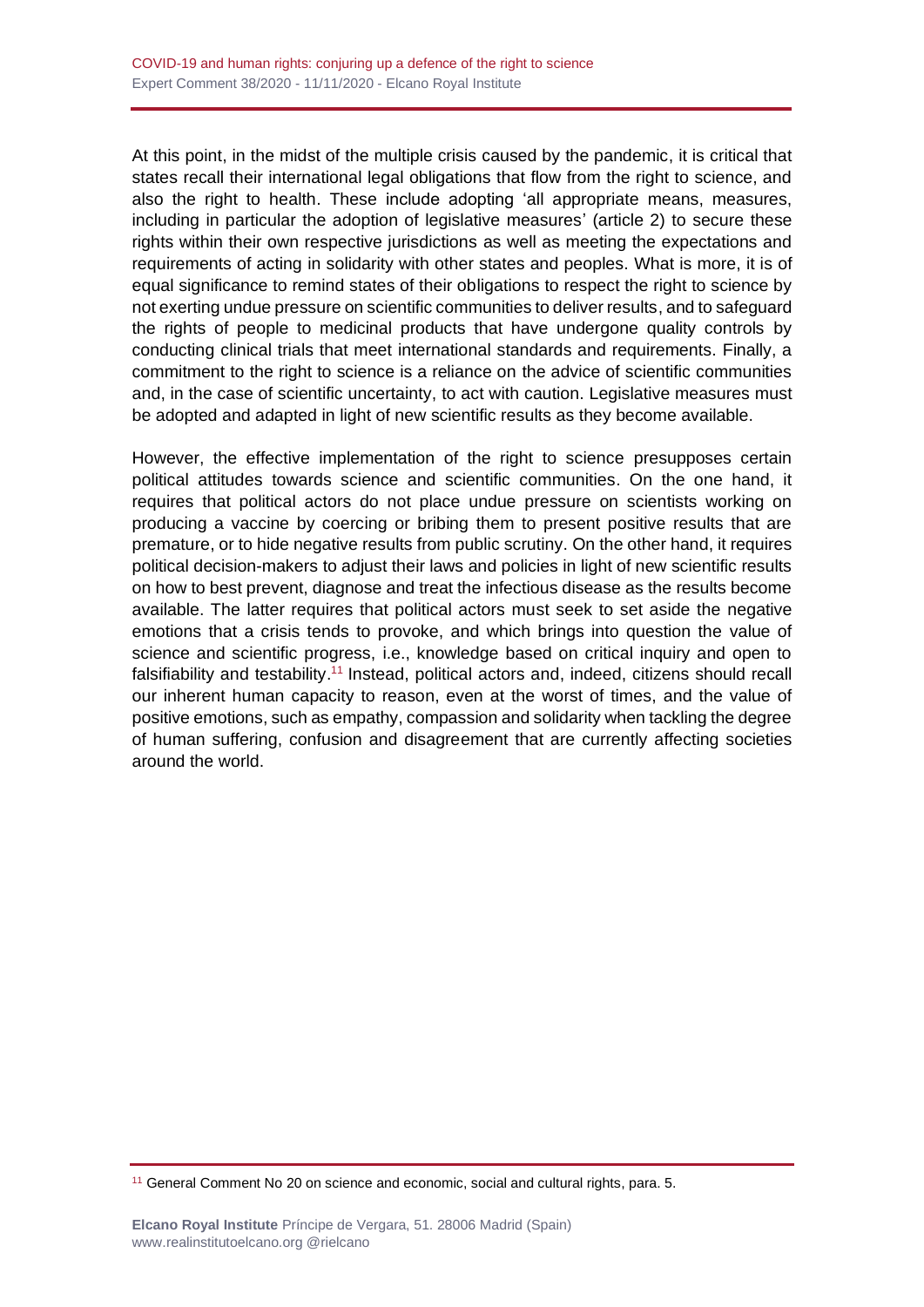At this point, in the midst of the multiple crisis caused by the pandemic, it is critical that states recall their international legal obligations that flow from the right to science, and also the right to health. These include adopting 'all appropriate means, measures, including in particular the adoption of legislative measures' (article 2) to secure these rights within their own respective jurisdictions as well as meeting the expectations and requirements of acting in solidarity with other states and peoples. What is more, it is of equal significance to remind states of their obligations to respect the right to science by not exerting undue pressure on scientific communities to deliver results, and to safeguard the rights of people to medicinal products that have undergone quality controls by conducting clinical trials that meet international standards and requirements. Finally, a commitment to the right to science is a reliance on the advice of scientific communities and, in the case of scientific uncertainty, to act with caution. Legislative measures must be adopted and adapted in light of new scientific results as they become available.

However, the effective implementation of the right to science presupposes certain political attitudes towards science and scientific communities. On the one hand, it requires that political actors do not place undue pressure on scientists working on producing a vaccine by coercing or bribing them to present positive results that are premature, or to hide negative results from public scrutiny. On the other hand, it requires political decision-makers to adjust their laws and policies in light of new scientific results on how to best prevent, diagnose and treat the infectious disease as the results become available. The latter requires that political actors must seek to set aside the negative emotions that a crisis tends to provoke, and which brings into question the value of science and scientific progress, i.e., knowledge based on critical inquiry and open to falsifiability and testability.[11] Instead, political actors and, indeed, citizens should recall our inherent human capacity to reason, even at the worst of times, and the value of positive emotions, such as empathy, compassion and solidarity when tackling the degree of human suffering, confusion and disagreement that are currently affecting societies around the world.

[11] General Comment No 20 on science and economic, social and cultural rights, para. 5.